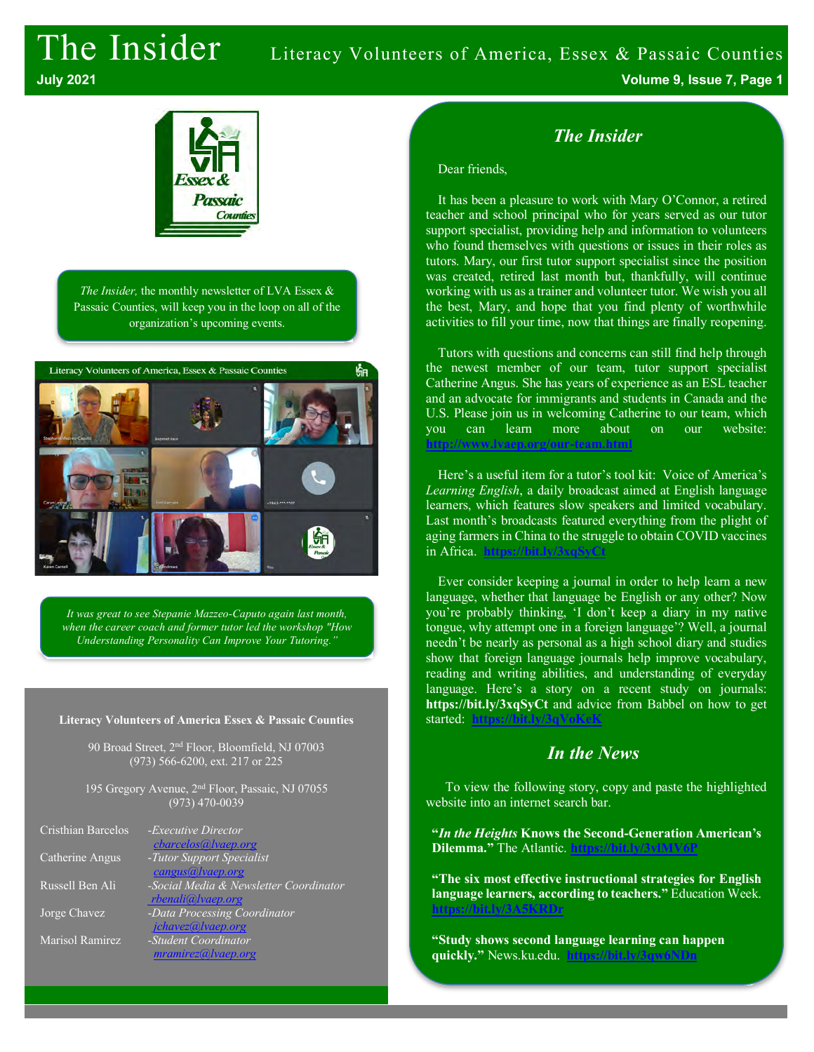# The Insider

Literacy Volunteers of America, Essex & Passaic Counties

July 2021

*The Insider,* the monthly newsletter of LVA Essex & Passaic Counties, will keep you in the loop on all of the organization's upcoming events.

*It was great to see Stepanie Mazzeo-Caputo again last month, when the career coach and former tutor led the workshop "How Understanding Personality Can Improve Your Tutoring."*

**Literacy Volunteers of America Essex & Passaic Counties**

90 Broad Street, 2nd Floor, Bloomfield, NJ 07003
(973) 566-6200, ext. 217 or 225

195 Gregory Avenue, 2nd Floor, Passaic, NJ 07055
(973) 470-0039

| | |
|---|---|
| Cristhian Barcelos | *-Executive Director* cbarcelos@lvaep.org |
| Catherine Angus | *-Tutor Support Specialist* cangus@lvaep.org |
| Russell Ben Ali | *-Social Media & Newsletter Coordinator* rbenali@lvaep.org |
| Jorge Chavez | *-Data Processing Coordinator* jchavez@lvaep.org |
| Marisol Ramirez | *-Student Coordinator* mramirez@lvaep.org |

## *The Insider*

Dear friends,

It has been a pleasure to work with Mary O'Connor, a retired teacher and school principal who for years served as our tutor support specialist, providing help and information to volunteers who found themselves with questions or issues in their roles as tutors. Mary, our first tutor support specialist since the position was created, retired last month but, thankfully, will continue working with us as a trainer and volunteer tutor. We wish you all the best, Mary, and hope that you find plenty of worthwhile activities to fill your time, now that things are finally reopening.

Tutors with questions and concerns can still find help through the newest member of our team, tutor support specialist Catherine Angus. She has years of experience as an ESL teacher and an advocate for immigrants and students in Canada and the U.S. Please join us in welcoming Catherine to our team, which you can learn more about on our website: http://www.lvaep.org/our-team.html

Here's a useful item for a tutor's tool kit: Voice of America's *Learning English*, a daily broadcast aimed at English language learners, which features slow speakers and limited vocabulary. Last month's broadcasts featured everything from the plight of aging farmers in China to the struggle to obtain COVID vaccines in Africa. https://bit.ly/3xqSyCt

Ever consider keeping a journal in order to help learn a new language, whether that language be English or any other? Now you're probably thinking, 'I don't keep a diary in my native tongue, why attempt one in a foreign language'? Well, a journal needn't be nearly as personal as a high school diary and studies show that foreign language journals help improve vocabulary, reading and writing abilities, and understanding of everyday language. Here's a story on a recent study on journals: **https://bit.ly/3xqSyCt** and advice from Babbel on how to get started: https://bit.ly/3qVoKcK

## *In the News*

To view the following story, copy and paste the highlighted website into an internet search bar.

**"*In the Heights* Knows the Second-Generation American's Dilemma."** The Atlantic. https://bit.ly/3vlMV6P

**"The six most effective instructional strategies for English language learners, according to teachers."** Education Week. https://bit.ly/3A5KRDr

**"Study shows second language learning can happen quickly."** News.ku.edu. https://bit.ly/3qw6NDn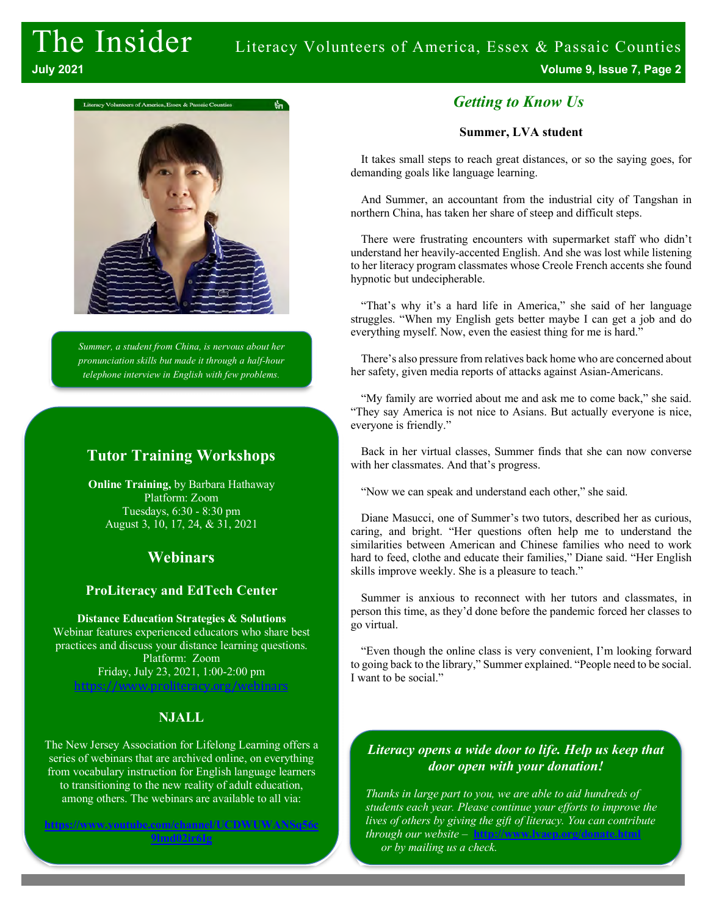*Summer, a student from China, is nervous about her pronunciation skills but made it through a half-hour telephone interview in English with few problems.*

## Tutor Training Workshops

**Online Training,** by Barbara Hathaway
Platform: Zoom
Tuesdays, 6:30 - 8:30 pm
August 3, 10, 17, 24, & 31, 2021

## Webinars

### ProLiteracy and EdTech Center

**Distance Education Strategies & Solutions**
Webinar features experienced educators who share best practices and discuss your distance learning questions.
Platform: Zoom
Friday, July 23, 2021, 1:00-2:00 pm
https://www.proliteracy.org/webinars

### NJALL

The New Jersey Association for Lifelong Learning offers a series of webinars that are archived online, on everything from vocabulary instruction for English language learners to transitioning to the new reality of adult education, among others. The webinars are available to all via:

**https://www.youtube.com/channel/UCDWUWANSq56c9lmd02ir6Ig**

## *Getting to Know Us*

**Summer, LVA student**

It takes small steps to reach great distances, or so the saying goes, for demanding goals like language learning.

And Summer, an accountant from the industrial city of Tangshan in northern China, has taken her share of steep and difficult steps.

There were frustrating encounters with supermarket staff who didn't understand her heavily-accented English. And she was lost while listening to her literacy program classmates whose Creole French accents she found hypnotic but undecipherable.

"That's why it's a hard life in America," she said of her language struggles. "When my English gets better maybe I can get a job and do everything myself. Now, even the easiest thing for me is hard."

There's also pressure from relatives back home who are concerned about her safety, given media reports of attacks against Asian-Americans.

"My family are worried about me and ask me to come back," she said. "They say America is not nice to Asians. But actually everyone is nice, everyone is friendly."

Back in her virtual classes, Summer finds that she can now converse with her classmates. And that's progress.

"Now we can speak and understand each other," she said.

Diane Masucci, one of Summer's two tutors, described her as curious, caring, and bright. "Her questions often help me to understand the similarities between American and Chinese families who need to work hard to feed, clothe and educate their families," Diane said. "Her English skills improve weekly. She is a pleasure to teach."

Summer is anxious to reconnect with her tutors and classmates, in person this time, as they'd done before the pandemic forced her classes to go virtual.

"Even though the online class is very convenient, I'm looking forward to going back to the library," Summer explained. "People need to be social. I want to be social."

### *Literacy opens a wide door to life. Help us keep that door open with your donation!*

*Thanks in large part to you, we are able to aid hundreds of students each year. Please continue your efforts to improve the lives of others by giving the gift of literacy. You can contribute through our website –* **http://www.lvaep.org/donate.html** *or by mailing us a check.*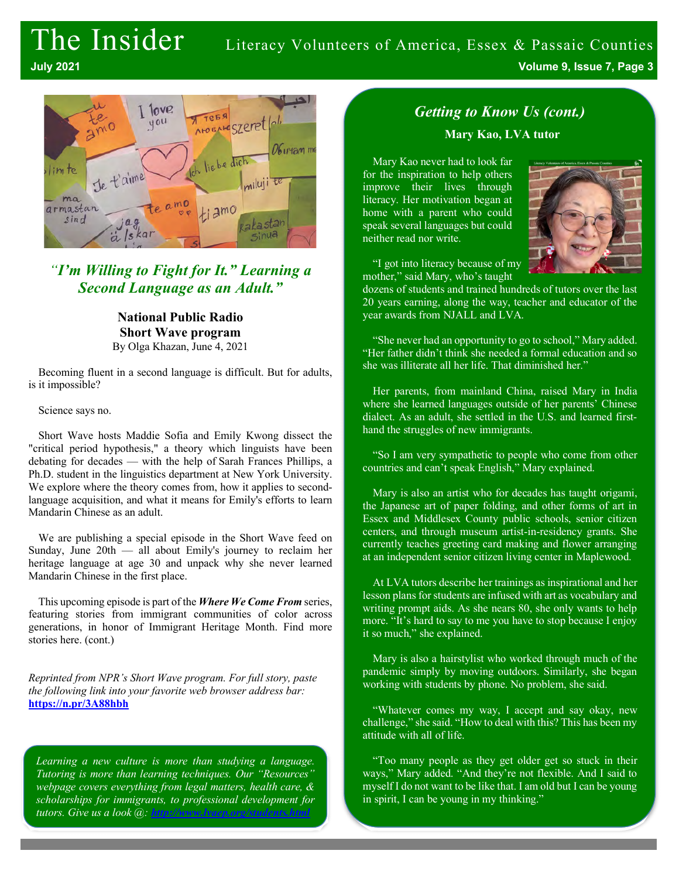## *"I'm Willing to Fight for It." Learning a Second Language as an Adult."*

**National Public Radio**
**Short Wave program**
By Olga Khazan, June 4, 2021

Becoming fluent in a second language is difficult. But for adults, is it impossible?

Science says no.

Short Wave hosts Maddie Sofia and Emily Kwong dissect the "critical period hypothesis," a theory which linguists have been debating for decades — with the help of Sarah Frances Phillips, a Ph.D. student in the linguistics department at New York University. We explore where the theory comes from, how it applies to second-language acquisition, and what it means for Emily's efforts to learn Mandarin Chinese as an adult.

We are publishing a special episode in the Short Wave feed on Sunday, June 20th — all about Emily's journey to reclaim her heritage language at age 30 and unpack why she never learned Mandarin Chinese in the first place.

This upcoming episode is part of the ***Where We Come From*** series, featuring stories from immigrant communities of color across generations, in honor of Immigrant Heritage Month. Find more stories here. (cont.)

*Reprinted from NPR's Short Wave program. For full story, paste the following link into your favorite web browser address bar:* **https://n.pr/3A88hbh**

*Learning a new culture is more than studying a language. Tutoring is more than learning techniques. Our "Resources" webpage covers everything from legal matters, health care, & scholarships for immigrants, to professional development for tutors. Give us a look @:* ***http://www.lvaep.org/students.html***

## *Getting to Know Us (cont.)*

**Mary Kao, LVA tutor**

Mary Kao never had to look far for the inspiration to help others improve their lives through literacy. Her motivation began at home with a parent who could speak several languages but could neither read nor write.

"I got into literacy because of my mother," said Mary, who's taught dozens of students and trained hundreds of tutors over the last 20 years earning, along the way, teacher and educator of the year awards from NJALL and LVA.

"She never had an opportunity to go to school," Mary added. "Her father didn't think she needed a formal education and so she was illiterate all her life. That diminished her."

Her parents, from mainland China, raised Mary in India where she learned languages outside of her parents' Chinese dialect. As an adult, she settled in the U.S. and learned first-hand the struggles of new immigrants.

"So I am very sympathetic to people who come from other countries and can't speak English," Mary explained.

Mary is also an artist who for decades has taught origami, the Japanese art of paper folding, and other forms of art in Essex and Middlesex County public schools, senior citizen centers, and through museum artist-in-residency grants. She currently teaches greeting card making and flower arranging at an independent senior citizen living center in Maplewood.

At LVA tutors describe her trainings as inspirational and her lesson plans for students are infused with art as vocabulary and writing prompt aids. As she nears 80, she only wants to help more. "It's hard to say to me you have to stop because I enjoy it so much," she explained.

Mary is also a hairstylist who worked through much of the pandemic simply by moving outdoors. Similarly, she began working with students by phone. No problem, she said.

"Whatever comes my way, I accept and say okay, new challenge," she said. "How to deal with this? This has been my attitude with all of life.

"Too many people as they get older get so stuck in their ways," Mary added. "And they're not flexible. And I said to myself I do not want to be like that. I am old but I can be young in spirit, I can be young in my thinking."